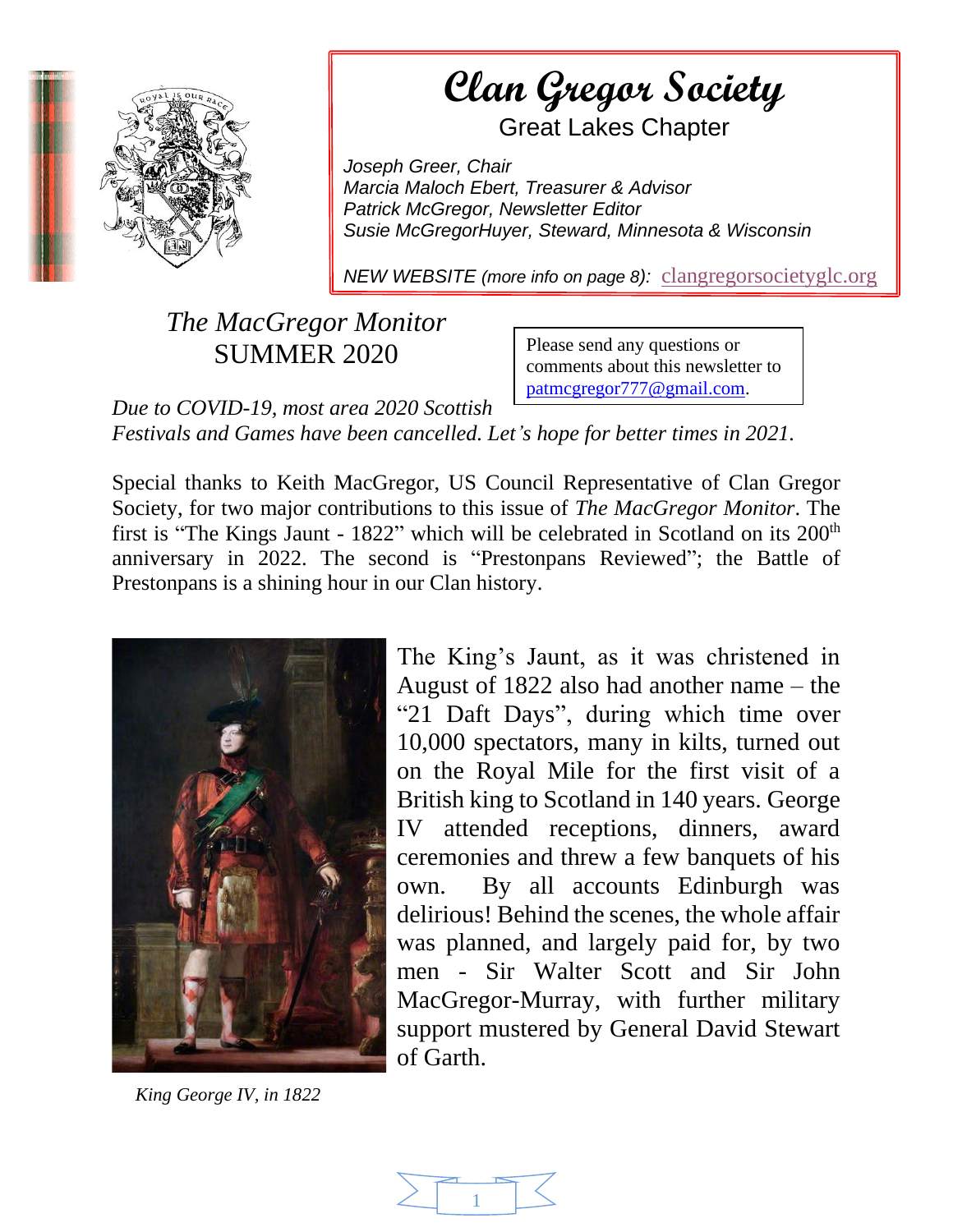# Clan Gregor Society

Great Lakes Chapter

*Joseph Greer, Chair*
*Marcia Maloch Ebert, Treasurer & Advisor*
*Patrick McGregor, Newsletter Editor*
*Susie McGregorHuyer, Steward, Minnesota & Wisconsin*

*NEW WEBSITE (more info on page 8):* clangregorsocietyglc.org

## *The MacGregor Monitor*
## SUMMER 2020

Please send any questions or comments about this newsletter to patmcgregor777@gmail.com.

*Due to COVID-19, most area 2020 Scottish Festivals and Games have been cancelled. Let's hope for better times in 2021.*

Special thanks to Keith MacGregor, US Council Representative of Clan Gregor Society, for two major contributions to this issue of *The MacGregor Monitor*. The first is "The Kings Jaunt - 1822" which will be celebrated in Scotland on its 200th anniversary in 2022. The second is "Prestonpans Reviewed"; the Battle of Prestonpans is a shining hour in our Clan history.

The King's Jaunt, as it was christened in August of 1822 also had another name – the "21 Daft Days", during which time over 10,000 spectators, many in kilts, turned out on the Royal Mile for the first visit of a British king to Scotland in 140 years. George IV attended receptions, dinners, award ceremonies and threw a few banquets of his own. By all accounts Edinburgh was delirious! Behind the scenes, the whole affair was planned, and largely paid for, by two men - Sir Walter Scott and Sir John MacGregor-Murray, with further military support mustered by General David Stewart of Garth.

*King George IV, in 1822*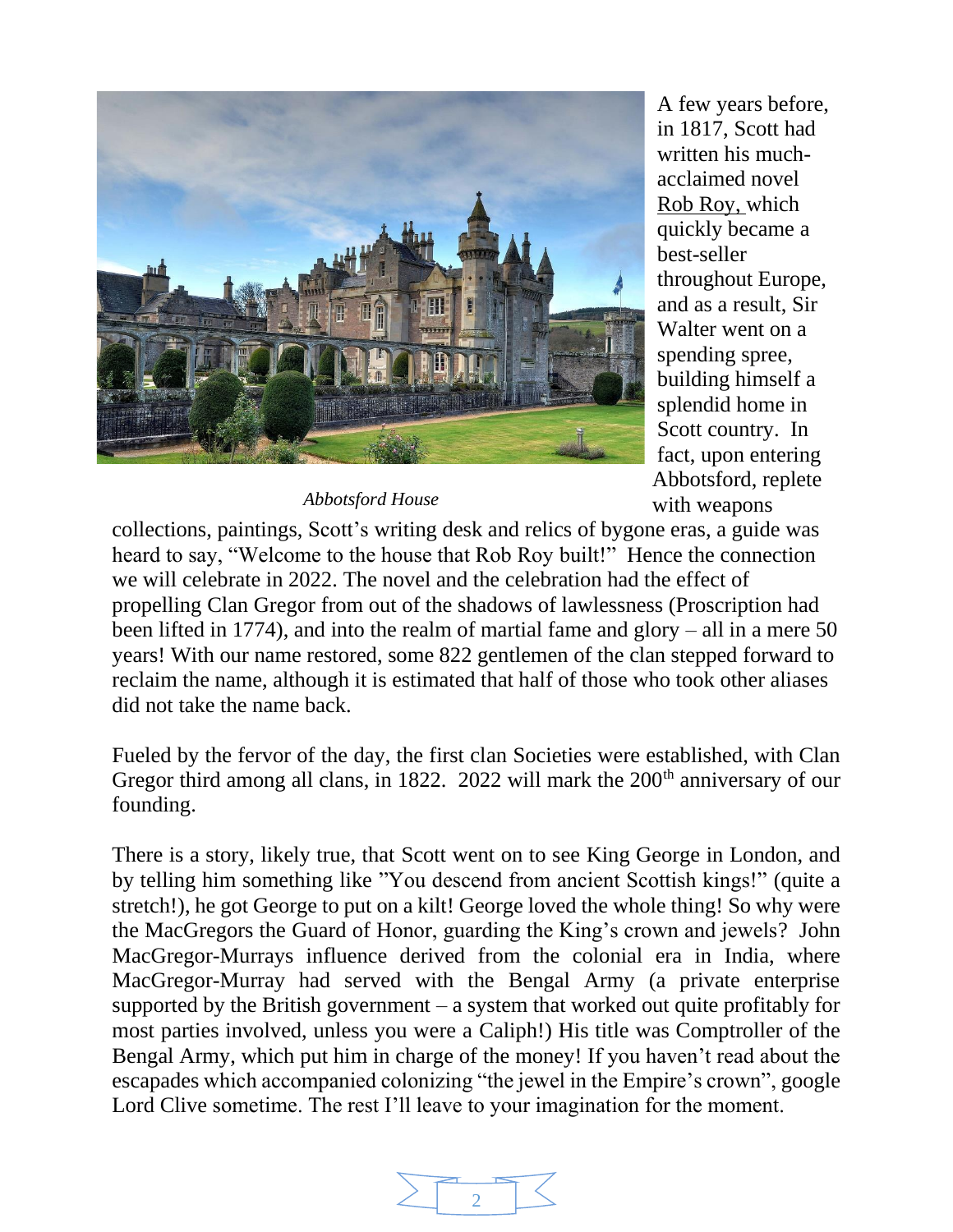*Abbotsford House*

A few years before, in 1817, Scott had written his much-acclaimed novel Rob Roy, which quickly became a best-seller throughout Europe, and as a result, Sir Walter went on a spending spree, building himself a splendid home in Scott country. In fact, upon entering Abbotsford, replete with weapons collections, paintings, Scott's writing desk and relics of bygone eras, a guide was heard to say, "Welcome to the house that Rob Roy built!" Hence the connection we will celebrate in 2022. The novel and the celebration had the effect of propelling Clan Gregor from out of the shadows of lawlessness (Proscription had been lifted in 1774), and into the realm of martial fame and glory – all in a mere 50 years! With our name restored, some 822 gentlemen of the clan stepped forward to reclaim the name, although it is estimated that half of those who took other aliases did not take the name back.

Fueled by the fervor of the day, the first clan Societies were established, with Clan Gregor third among all clans, in 1822. 2022 will mark the 200th anniversary of our founding.

There is a story, likely true, that Scott went on to see King George in London, and by telling him something like "You descend from ancient Scottish kings!" (quite a stretch!), he got George to put on a kilt! George loved the whole thing! So why were the MacGregors the Guard of Honor, guarding the King's crown and jewels? John MacGregor-Murrays influence derived from the colonial era in India, where MacGregor-Murray had served with the Bengal Army (a private enterprise supported by the British government – a system that worked out quite profitably for most parties involved, unless you were a Caliph!) His title was Comptroller of the Bengal Army, which put him in charge of the money! If you haven't read about the escapades which accompanied colonizing "the jewel in the Empire's crown", google Lord Clive sometime. The rest I'll leave to your imagination for the moment.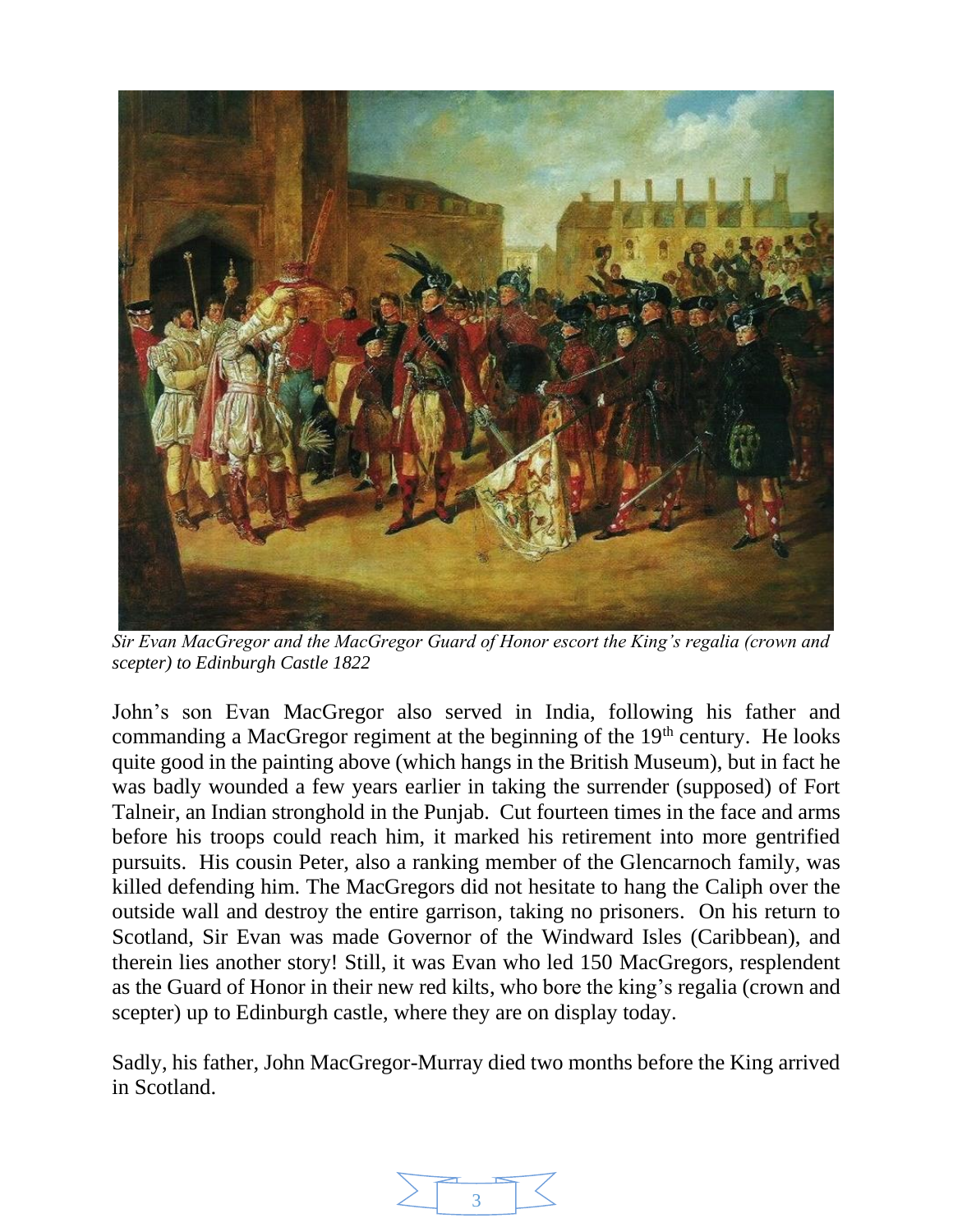*Sir Evan MacGregor and the MacGregor Guard of Honor escort the King's regalia (crown and scepter) to Edinburgh Castle 1822*

John's son Evan MacGregor also served in India, following his father and commanding a MacGregor regiment at the beginning of the 19th century. He looks quite good in the painting above (which hangs in the British Museum), but in fact he was badly wounded a few years earlier in taking the surrender (supposed) of Fort Talneir, an Indian stronghold in the Punjab. Cut fourteen times in the face and arms before his troops could reach him, it marked his retirement into more gentrified pursuits. His cousin Peter, also a ranking member of the Glencarnoch family, was killed defending him. The MacGregors did not hesitate to hang the Caliph over the outside wall and destroy the entire garrison, taking no prisoners. On his return to Scotland, Sir Evan was made Governor of the Windward Isles (Caribbean), and therein lies another story! Still, it was Evan who led 150 MacGregors, resplendent as the Guard of Honor in their new red kilts, who bore the king's regalia (crown and scepter) up to Edinburgh castle, where they are on display today.

Sadly, his father, John MacGregor-Murray died two months before the King arrived in Scotland.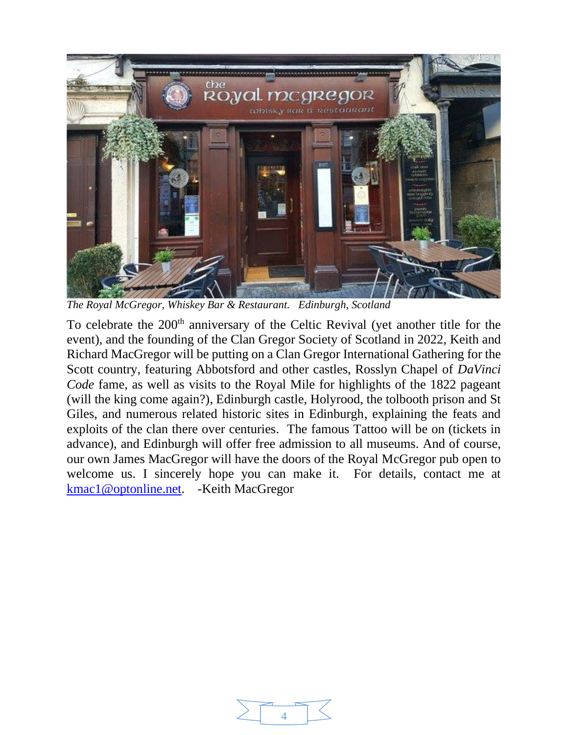*The Royal McGregor, Whiskey Bar & Restaurant. Edinburgh, Scotland*

To celebrate the 200th anniversary of the Celtic Revival (yet another title for the event), and the founding of the Clan Gregor Society of Scotland in 2022, Keith and Richard MacGregor will be putting on a Clan Gregor International Gathering for the Scott country, featuring Abbotsford and other castles, Rosslyn Chapel of *DaVinci Code* fame, as well as visits to the Royal Mile for highlights of the 1822 pageant (will the king come again?), Edinburgh castle, Holyrood, the tolbooth prison and St Giles, and numerous related historic sites in Edinburgh, explaining the feats and exploits of the clan there over centuries. The famous Tattoo will be on (tickets in advance), and Edinburgh will offer free admission to all museums. And of course, our own James MacGregor will have the doors of the Royal McGregor pub open to welcome us. I sincerely hope you can make it. For details, contact me at kmac1@optonline.net. -Keith MacGregor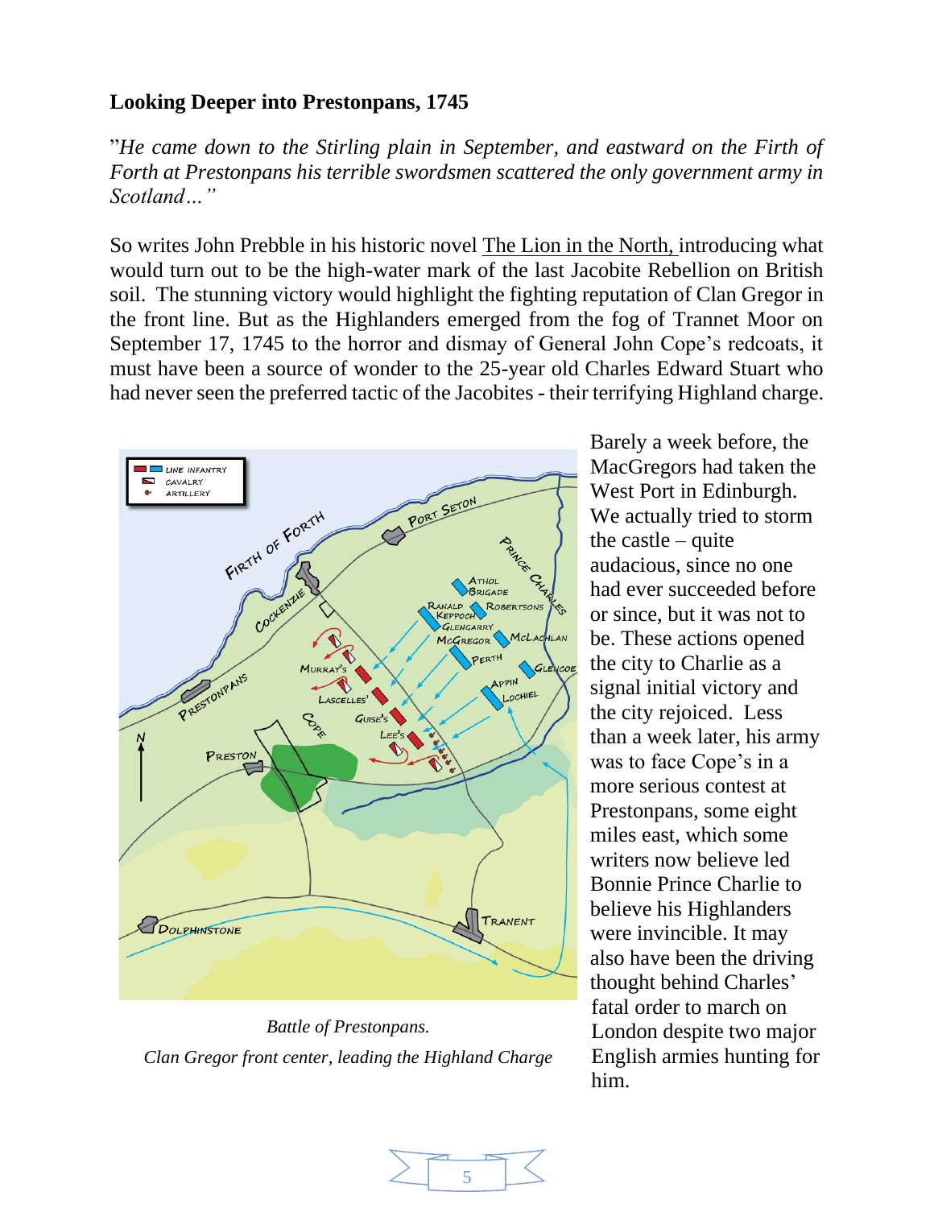**Looking Deeper into Prestonpans, 1745**

"*He came down to the Stirling plain in September, and eastward on the Firth of Forth at Prestonpans his terrible swordsmen scattered the only government army in Scotland…"*

So writes John Prebble in his historic novel <u>The Lion in the North,</u> introducing what would turn out to be the high-water mark of the last Jacobite Rebellion on British soil. The stunning victory would highlight the fighting reputation of Clan Gregor in the front line. But as the Highlanders emerged from the fog of Trannet Moor on September 17, 1745 to the horror and dismay of General John Cope's redcoats, it must have been a source of wonder to the 25-year old Charles Edward Stuart who had never seen the preferred tactic of the Jacobites - their terrifying Highland charge.

*Battle of Prestonpans.*
*Clan Gregor front center, leading the Highland Charge*

Barely a week before, the MacGregors had taken the West Port in Edinburgh. We actually tried to storm the castle – quite audacious, since no one had ever succeeded before or since, but it was not to be. These actions opened the city to Charlie as a signal initial victory and the city rejoiced. Less than a week later, his army was to face Cope's in a more serious contest at Prestonpans, some eight miles east, which some writers now believe led Bonnie Prince Charlie to believe his Highlanders were invincible. It may also have been the driving thought behind Charles' fatal order to march on London despite two major English armies hunting for him.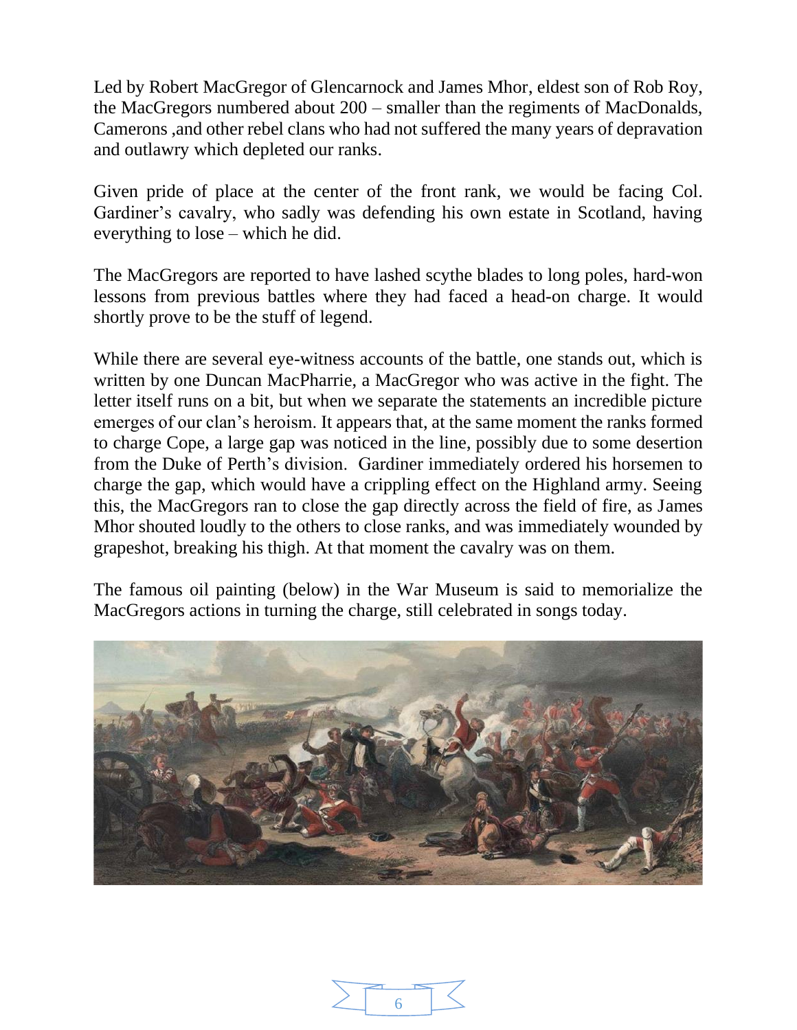Led by Robert MacGregor of Glencarnock and James Mhor, eldest son of Rob Roy, the MacGregors numbered about 200 – smaller than the regiments of MacDonalds, Camerons ,and other rebel clans who had not suffered the many years of depravation and outlawry which depleted our ranks.

Given pride of place at the center of the front rank, we would be facing Col. Gardiner's cavalry, who sadly was defending his own estate in Scotland, having everything to lose – which he did.

The MacGregors are reported to have lashed scythe blades to long poles, hard-won lessons from previous battles where they had faced a head-on charge. It would shortly prove to be the stuff of legend.

While there are several eye-witness accounts of the battle, one stands out, which is written by one Duncan MacPharrie, a MacGregor who was active in the fight. The letter itself runs on a bit, but when we separate the statements an incredible picture emerges of our clan's heroism. It appears that, at the same moment the ranks formed to charge Cope, a large gap was noticed in the line, possibly due to some desertion from the Duke of Perth's division. Gardiner immediately ordered his horsemen to charge the gap, which would have a crippling effect on the Highland army. Seeing this, the MacGregors ran to close the gap directly across the field of fire, as James Mhor shouted loudly to the others to close ranks, and was immediately wounded by grapeshot, breaking his thigh. At that moment the cavalry was on them.

The famous oil painting (below) in the War Museum is said to memorialize the MacGregors actions in turning the charge, still celebrated in songs today.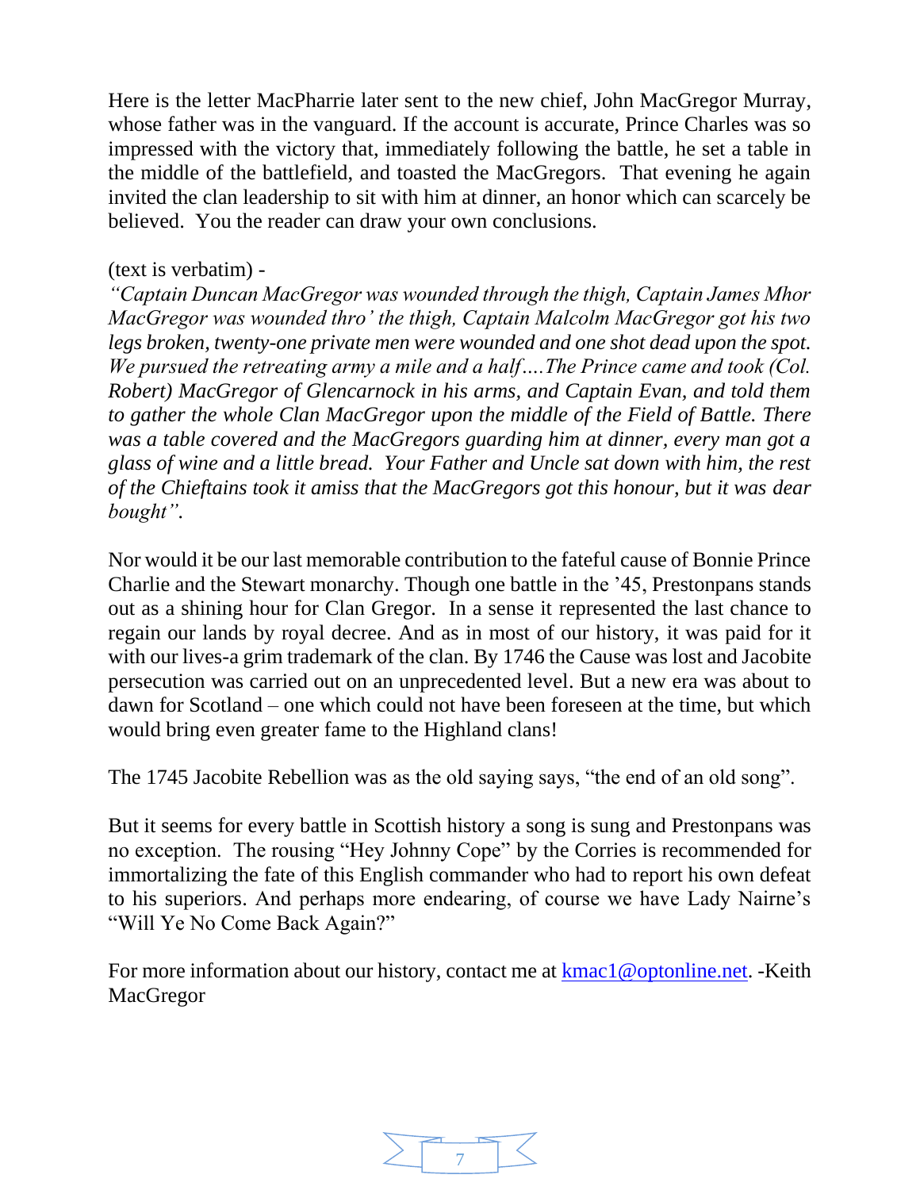Here is the letter MacPharrie later sent to the new chief, John MacGregor Murray, whose father was in the vanguard. If the account is accurate, Prince Charles was so impressed with the victory that, immediately following the battle, he set a table in the middle of the battlefield, and toasted the MacGregors. That evening he again invited the clan leadership to sit with him at dinner, an honor which can scarcely be believed. You the reader can draw your own conclusions.

(text is verbatim) -
*"Captain Duncan MacGregor was wounded through the thigh, Captain James Mhor MacGregor was wounded thro' the thigh, Captain Malcolm MacGregor got his two legs broken, twenty-one private men were wounded and one shot dead upon the spot. We pursued the retreating army a mile and a half….The Prince came and took (Col. Robert) MacGregor of Glencarnock in his arms, and Captain Evan, and told them to gather the whole Clan MacGregor upon the middle of the Field of Battle. There was a table covered and the MacGregors guarding him at dinner, every man got a glass of wine and a little bread. Your Father and Uncle sat down with him, the rest of the Chieftains took it amiss that the MacGregors got this honour, but it was dear bought".*

Nor would it be our last memorable contribution to the fateful cause of Bonnie Prince Charlie and the Stewart monarchy. Though one battle in the '45, Prestonpans stands out as a shining hour for Clan Gregor. In a sense it represented the last chance to regain our lands by royal decree. And as in most of our history, it was paid for it with our lives-a grim trademark of the clan. By 1746 the Cause was lost and Jacobite persecution was carried out on an unprecedented level. But a new era was about to dawn for Scotland – one which could not have been foreseen at the time, but which would bring even greater fame to the Highland clans!

The 1745 Jacobite Rebellion was as the old saying says, "the end of an old song".

But it seems for every battle in Scottish history a song is sung and Prestonpans was no exception. The rousing "Hey Johnny Cope" by the Corries is recommended for immortalizing the fate of this English commander who had to report his own defeat to his superiors. And perhaps more endearing, of course we have Lady Nairne's "Will Ye No Come Back Again?"

For more information about our history, contact me at [kmac1@optonline.net](mailto:kmac1@optonline.net). -Keith MacGregor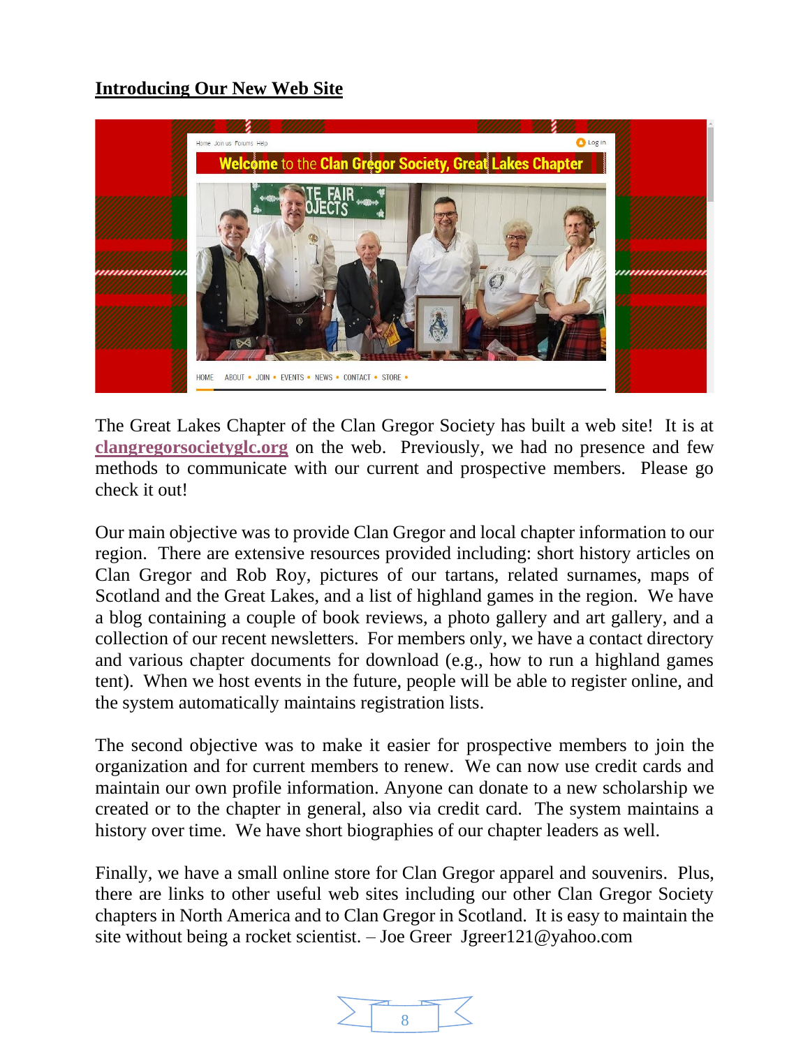## Introducing Our New Web Site

The Great Lakes Chapter of the Clan Gregor Society has built a web site! It is at **clangregorsocietyglc.org** on the web. Previously, we had no presence and few methods to communicate with our current and prospective members. Please go check it out!

Our main objective was to provide Clan Gregor and local chapter information to our region. There are extensive resources provided including: short history articles on Clan Gregor and Rob Roy, pictures of our tartans, related surnames, maps of Scotland and the Great Lakes, and a list of highland games in the region. We have a blog containing a couple of book reviews, a photo gallery and art gallery, and a collection of our recent newsletters. For members only, we have a contact directory and various chapter documents for download (e.g., how to run a highland games tent). When we host events in the future, people will be able to register online, and the system automatically maintains registration lists.

The second objective was to make it easier for prospective members to join the organization and for current members to renew. We can now use credit cards and maintain our own profile information. Anyone can donate to a new scholarship we created or to the chapter in general, also via credit card. The system maintains a history over time. We have short biographies of our chapter leaders as well.

Finally, we have a small online store for Clan Gregor apparel and souvenirs. Plus, there are links to other useful web sites including our other Clan Gregor Society chapters in North America and to Clan Gregor in Scotland. It is easy to maintain the site without being a rocket scientist. – Joe Greer Jgreer121@yahoo.com